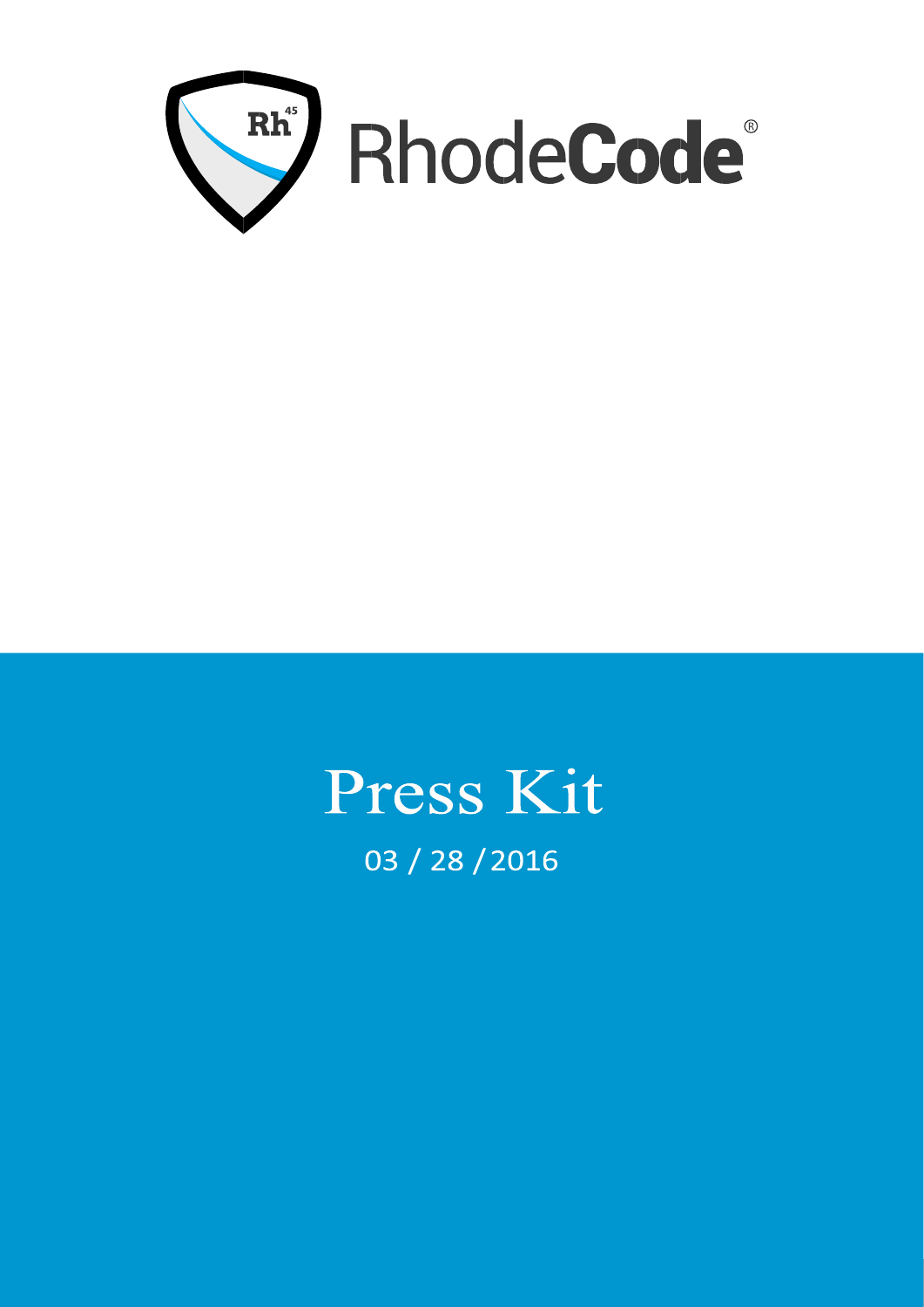# RhodeCode®

# Press Kit

03 / 28 /2016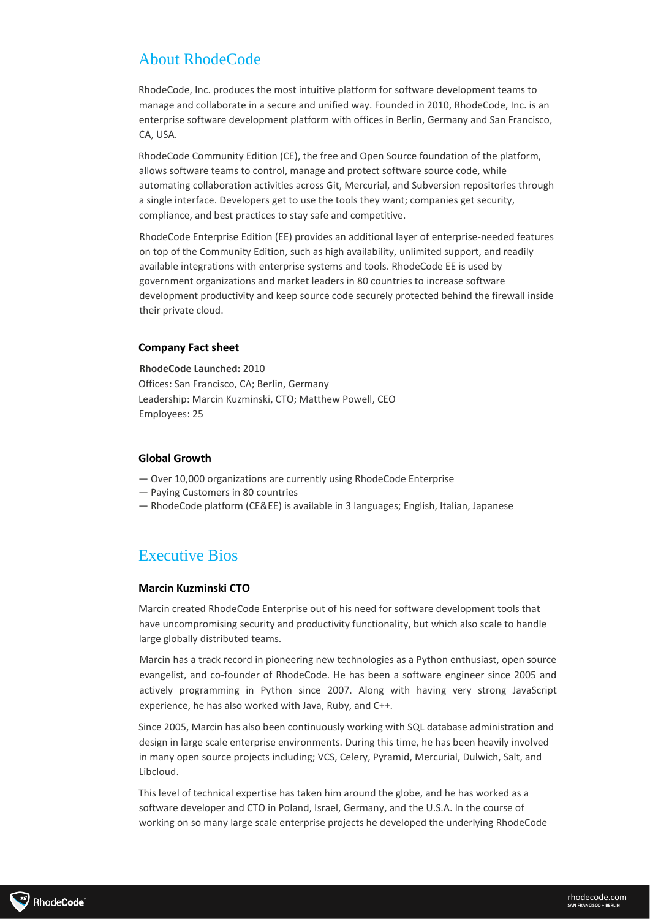# About RhodeCode

RhodeCode, Inc. produces the most intuitive platform for software development teams to manage and collaborate in a secure and unified way. Founded in 2010, RhodeCode, Inc. is an enterprise software development platform with offices in Berlin, Germany and San Francisco, CA, USA.

RhodeCode Community Edition (CE), the free and Open Source foundation of the platform, allows software teams to control, manage and protect software source code, while automating collaboration activities across Git, Mercurial, and Subversion repositories through a single interface. Developers get to use the tools they want; companies get security, compliance, and best practices to stay safe and competitive.

RhodeCode Enterprise Edition (EE) provides an additional layer of enterprise-needed features on top of the Community Edition, such as high availability, unlimited support, and readily available integrations with enterprise systems and tools. RhodeCode EE is used by government organizations and market leaders in 80 countries to increase software development productivity and keep source code securely protected behind the firewall inside their private cloud.

### Company Fact sheet

**RhodeCode Launched:** 2010
Offices: San Francisco, CA; Berlin, Germany
Leadership: Marcin Kuzminski, CTO; Matthew Powell, CEO
Employees: 25

### Global Growth

— Over 10,000 organizations are currently using RhodeCode Enterprise
— Paying Customers in 80 countries
— RhodeCode platform (CE&EE) is available in 3 languages; English, Italian, Japanese

# Executive Bios

### Marcin Kuzminski CTO

Marcin created RhodeCode Enterprise out of his need for software development tools that have uncompromising security and productivity functionality, but which also scale to handle large globally distributed teams.

Marcin has a track record in pioneering new technologies as a Python enthusiast, open source evangelist, and co-founder of RhodeCode. He has been a software engineer since 2005 and actively programming in Python since 2007. Along with having very strong JavaScript experience, he has also worked with Java, Ruby, and C++.

Since 2005, Marcin has also been continuously working with SQL database administration and design in large scale enterprise environments. During this time, he has been heavily involved in many open source projects including; VCS, Celery, Pyramid, Mercurial, Dulwich, Salt, and Libcloud.

This level of technical expertise has taken him around the globe, and he has worked as a software developer and CTO in Poland, Israel, Germany, and the U.S.A. In the course of working on so many large scale enterprise projects he developed the underlying RhodeCode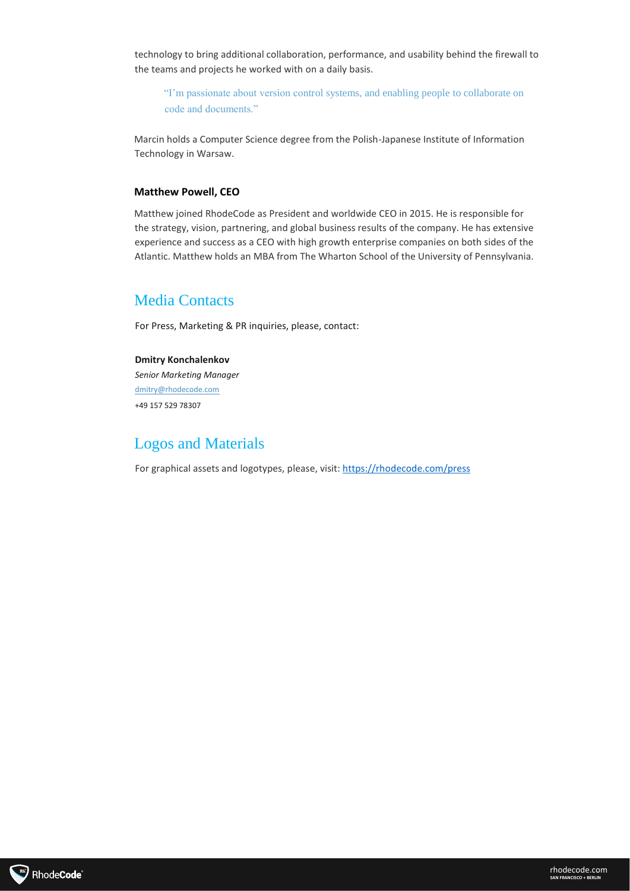technology to bring additional collaboration, performance, and usability behind the firewall to the teams and projects he worked with on a daily basis.

> "I'm passionate about version control systems, and enabling people to collaborate on code and documents."

Marcin holds a Computer Science degree from the Polish-Japanese Institute of Information Technology in Warsaw.

**Matthew Powell, CEO**

Matthew joined RhodeCode as President and worldwide CEO in 2015. He is responsible for the strategy, vision, partnering, and global business results of the company. He has extensive experience and success as a CEO with high growth enterprise companies on both sides of the Atlantic. Matthew holds an MBA from The Wharton School of the University of Pennsylvania.

## Media Contacts

For Press, Marketing & PR inquiries, please, contact:

**Dmitry Konchalenkov**
*Senior Marketing Manager*
dmitry@rhodecode.com
+49 157 529 78307

## Logos and Materials

For graphical assets and logotypes, please, visit: https://rhodecode.com/press